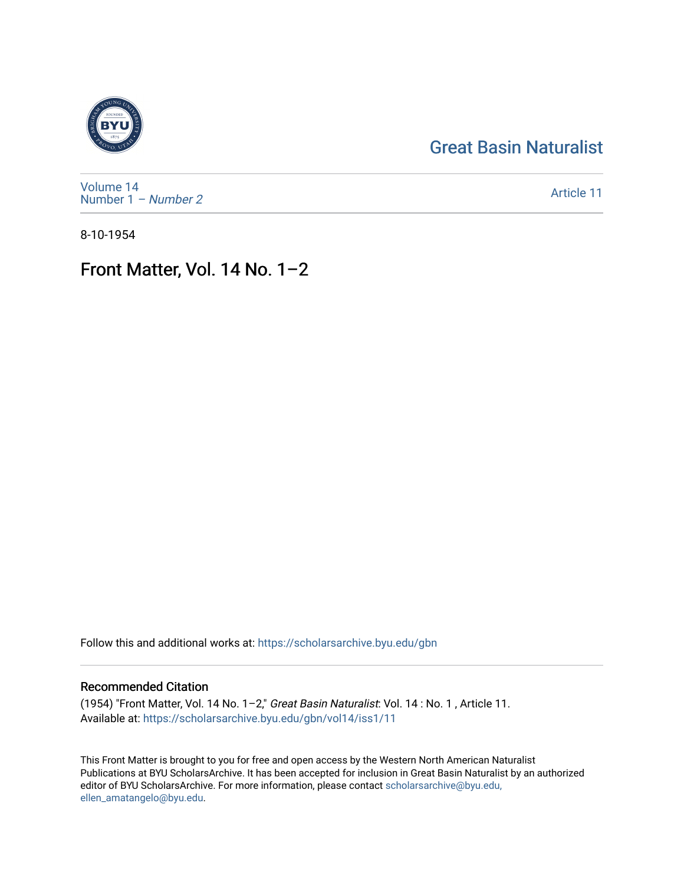Great Basin Naturalist

Volume 14
Number 1 – *Number 2*

Article 11

8-10-1954

# Front Matter, Vol. 14 No. 1–2

Follow this and additional works at: https://scholarsarchive.byu.edu/gbn

## Recommended Citation

(1954) "Front Matter, Vol. 14 No. 1–2," *Great Basin Naturalist*: Vol. 14 : No. 1 , Article 11.
Available at: https://scholarsarchive.byu.edu/gbn/vol14/iss1/11

This Front Matter is brought to you for free and open access by the Western North American Naturalist Publications at BYU ScholarsArchive. It has been accepted for inclusion in Great Basin Naturalist by an authorized editor of BYU ScholarsArchive. For more information, please contact scholarsarchive@byu.edu, ellen_amatangelo@byu.edu.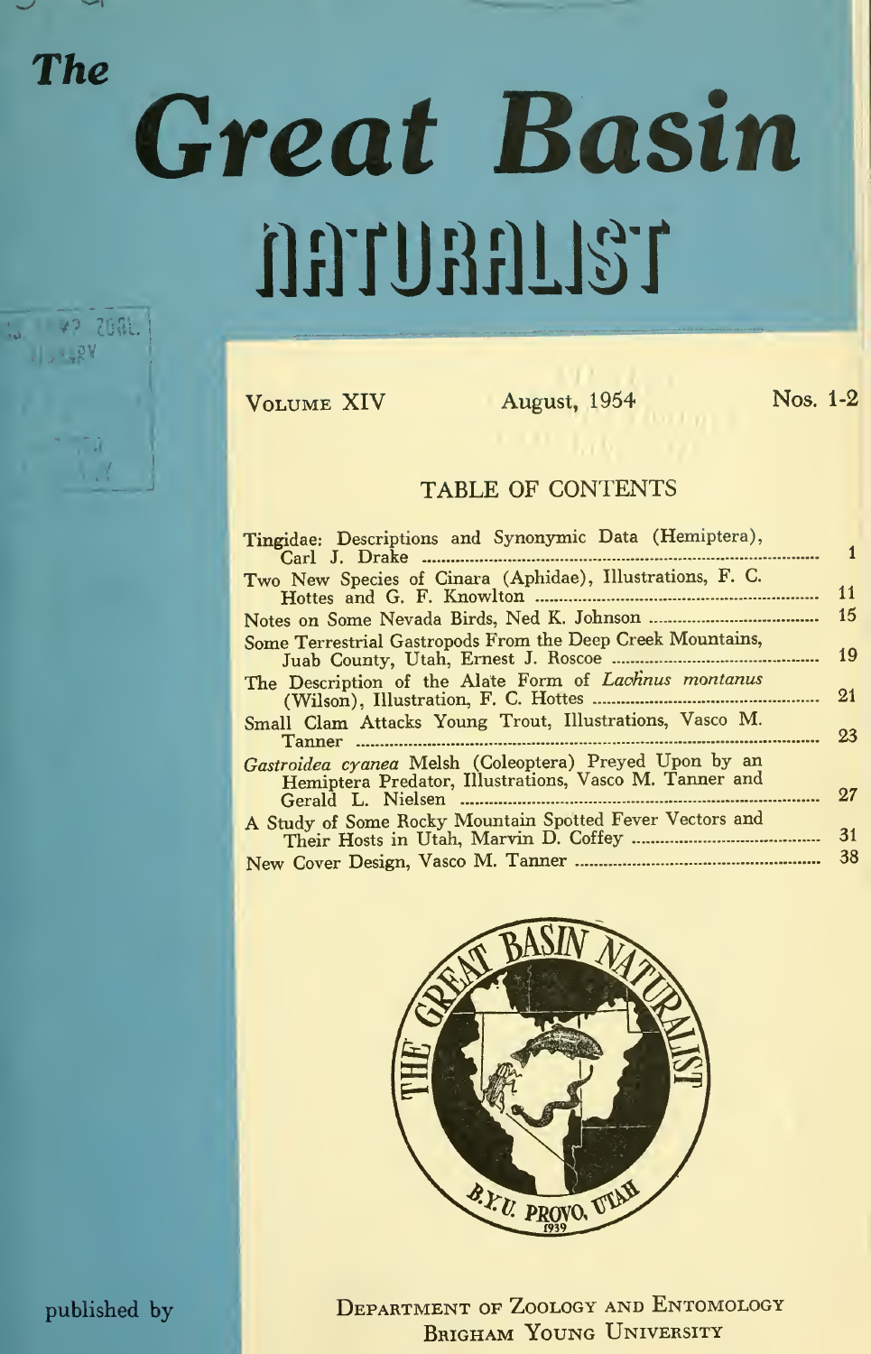# The Great Basin NATURALIST

VOLUME XIV — August, 1954 — Nos. 1-2

## TABLE OF CONTENTS

| | |
|---|---|
| Tingidae: Descriptions and Synonymic Data (Hemiptera), Carl J. Drake | 1 |
| Two New Species of Cinara (Aphidae), Illustrations, F. C. Hottes and G. F. Knowlton | 11 |
| Notes on Some Nevada Birds, Ned K. Johnson | 15 |
| Some Terrestrial Gastropods From the Deep Creek Mountains, Juab County, Utah, Ernest J. Roscoe | 19 |
| The Description of the Alate Form of *Lachnus montanus* (Wilson), Illustration, F. C. Hottes | 21 |
| Small Clam Attacks Young Trout, Illustrations, Vasco M. Tanner | 23 |
| *Gastroidea cyanea* Melsh (Coleoptera) Preyed Upon by an Hemiptera Predator, Illustrations, Vasco M. Tanner and Gerald L. Nielsen | 27 |
| A Study of Some Rocky Mountain Spotted Fever Vectors and Their Hosts in Utah, Marvin D. Coffey | 31 |
| New Cover Design, Vasco M. Tanner | 38 |

THE GREAT BASIN NATURALIST
B.Y.U. PROVO, UTAH
1939

published by

DEPARTMENT OF ZOOLOGY AND ENTOMOLOGY
BRIGHAM YOUNG UNIVERSITY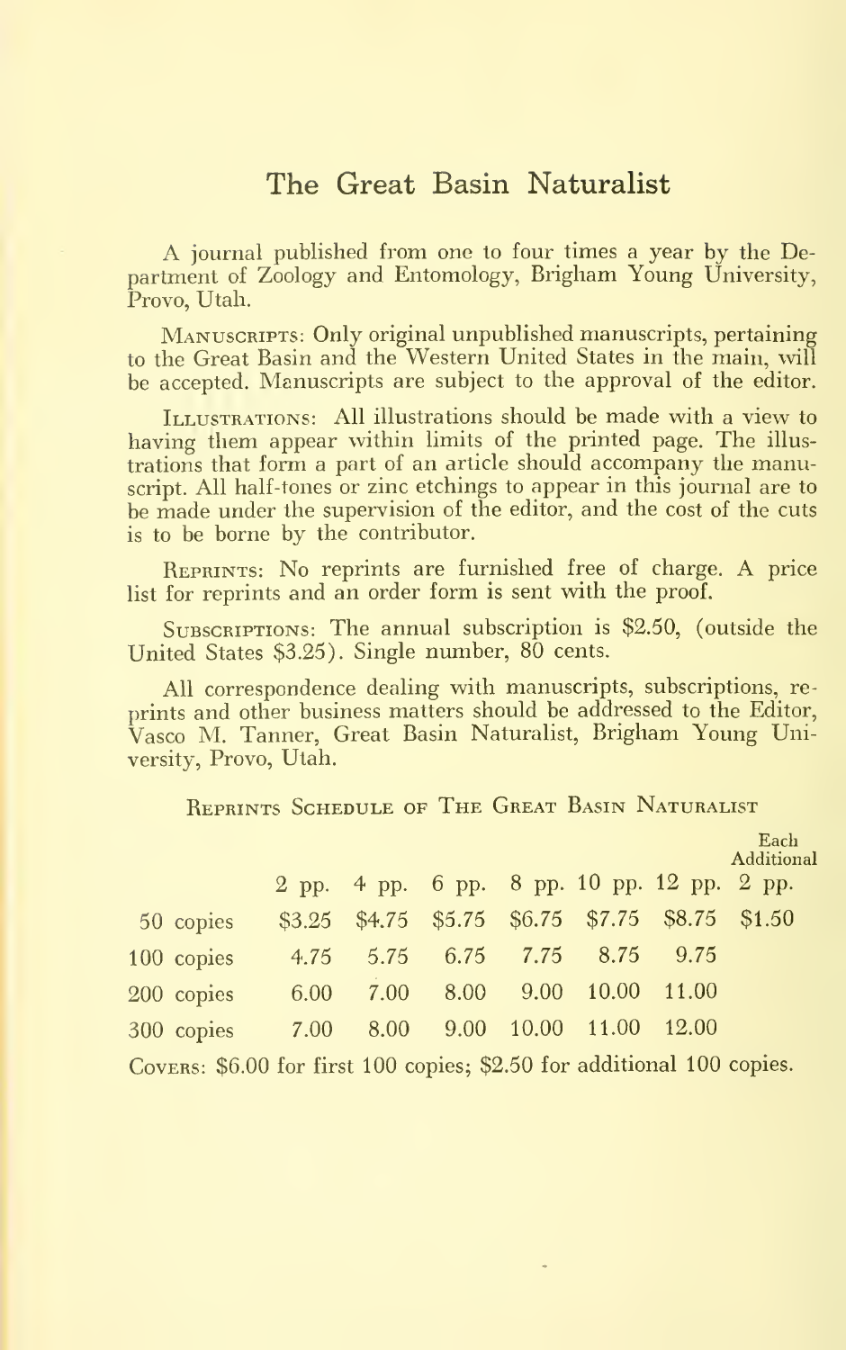# The Great Basin Naturalist

A journal published from one to four times a year by the Department of Zoology and Entomology, Brigham Young University, Provo, Utah.

Manuscripts: Only original unpublished manuscripts, pertaining to the Great Basin and the Western United States in the main, will be accepted. Manuscripts are subject to the approval of the editor.

Illustrations: All illustrations should be made with a view to having them appear within limits of the printed page. The illustrations that form a part of an article should accompany the manuscript. All half-tones or zinc etchings to appear in this journal are to be made under the supervision of the editor, and the cost of the cuts is to be borne by the contributor.

Reprints: No reprints are furnished free of charge. A price list for reprints and an order form is sent with the proof.

Subscriptions: The annual subscription is $2.50, (outside the United States $3.25). Single number, 80 cents.

All correspondence dealing with manuscripts, subscriptions, reprints and other business matters should be addressed to the Editor, Vasco M. Tanner, Great Basin Naturalist, Brigham Young University, Provo, Utah.

Reprints Schedule of The Great Basin Naturalist

| | 2 pp. | 4 pp. | 6 pp. | 8 pp. | 10 pp. | 12 pp. | Each Additional 2 pp. |
|---|---|---|---|---|---|---|---|
| 50 copies | $3.25 | $4.75 | $5.75 | $6.75 | $7.75 | $8.75 | $1.50 |
| 100 copies | 4.75 | 5.75 | 6.75 | 7.75 | 8.75 | 9.75 | |
| 200 copies | 6.00 | 7.00 | 8.00 | 9.00 | 10.00 | 11.00 | |
| 300 copies | 7.00 | 8.00 | 9.00 | 10.00 | 11.00 | 12.00 | |

Covers: $6.00 for first 100 copies; $2.50 for additional 100 copies.